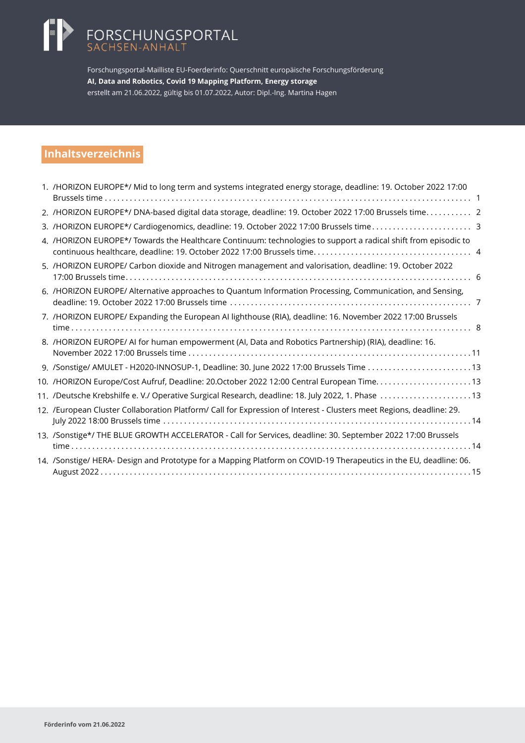FORSCHUNGSPORTAL
SACHSEN-ANHALT

Forschungsportal-Mailliste EU-Foerderinfo: Querschnitt europäische Forschungsförderung
**AI, Data and Robotics, Covid 19 Mapping Platform, Energy storage**
erstellt am 21.06.2022, gültig bis 01.07.2022, Autor: Dipl.-Ing. Martina Hagen

## Inhaltsverzeichnis

1. /HORIZON EUROPE*/ Mid to long term and systems integrated energy storage, deadline: 19. October 2022 17:00 Brussels time . . . 1
2. /HORIZON EUROPE*/ DNA-based digital data storage, deadline: 19. October 2022 17:00 Brussels time . . . 2
3. /HORIZON EUROPE*/ Cardiogenomics, deadline: 19. October 2022 17:00 Brussels time . . . 3
4. /HORIZON EUROPE*/ Towards the Healthcare Continuum: technologies to support a radical shift from episodic to continuous healthcare, deadline: 19. October 2022 17:00 Brussels time. . . . 4
5. /HORIZON EUROPE/ Carbon dioxide and Nitrogen management and valorisation, deadline: 19. October 2022 17:00 Brussels time. . . . 6
6. /HORIZON EUROPE/ Alternative approaches to Quantum Information Processing, Communication, and Sensing, deadline: 19. October 2022 17:00 Brussels time . . . 7
7. /HORIZON EUROPE/ Expanding the European AI lighthouse (RIA), deadline: 16. November 2022 17:00 Brussels time . . . 8
8. /HORIZON EUROPE/ AI for human empowerment (AI, Data and Robotics Partnership) (RIA), deadline: 16. November 2022 17:00 Brussels time . . . 11
9. /Sonstige/ AMULET - H2020-INNOSUP-1, Deadline: 30. June 2022 17:00 Brussels Time . . . 13
10. /HORIZON Europe/Cost Aufruf, Deadline: 20.October 2022 12:00 Central European Time. . . . 13
11. /Deutsche Krebshilfe e. V./ Operative Surgical Research, deadline: 18. July 2022, 1. Phase . . . 13
12. /European Cluster Collaboration Platform/ Call for Expression of Interest - Clusters meet Regions, deadline: 29. July 2022 18:00 Brussels time . . . 14
13. /Sonstige*/ THE BLUE GROWTH ACCELERATOR - Call for Services, deadline: 30. September 2022 17:00 Brussels time . . . 14
14. /Sonstige/ HERA- Design and Prototype for a Mapping Platform on COVID-19 Therapeutics in the EU, deadline: 06. August 2022 . . . 15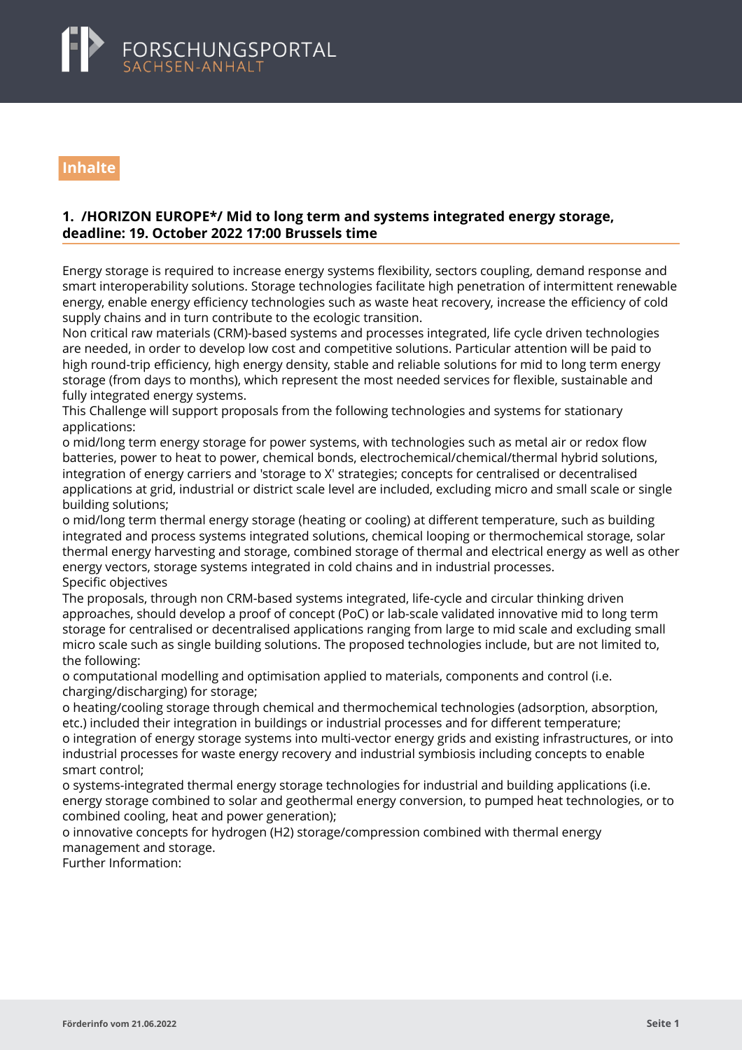## Inhalte

### 1. /HORIZON EUROPE*/ Mid to long term and systems integrated energy storage, deadline: 19. October 2022 17:00 Brussels time

Energy storage is required to increase energy systems flexibility, sectors coupling, demand response and smart interoperability solutions. Storage technologies facilitate high penetration of intermittent renewable energy, enable energy efficiency technologies such as waste heat recovery, increase the efficiency of cold supply chains and in turn contribute to the ecologic transition.
Non critical raw materials (CRM)-based systems and processes integrated, life cycle driven technologies are needed, in order to develop low cost and competitive solutions. Particular attention will be paid to high round-trip efficiency, high energy density, stable and reliable solutions for mid to long term energy storage (from days to months), which represent the most needed services for flexible, sustainable and fully integrated energy systems.
This Challenge will support proposals from the following technologies and systems for stationary applications:
o mid/long term energy storage for power systems, with technologies such as metal air or redox flow batteries, power to heat to power, chemical bonds, electrochemical/chemical/thermal hybrid solutions, integration of energy carriers and 'storage to X' strategies; concepts for centralised or decentralised applications at grid, industrial or district scale level are included, excluding micro and small scale or single building solutions;
o mid/long term thermal energy storage (heating or cooling) at different temperature, such as building integrated and process systems integrated solutions, chemical looping or thermochemical storage, solar thermal energy harvesting and storage, combined storage of thermal and electrical energy as well as other energy vectors, storage systems integrated in cold chains and in industrial processes.
Specific objectives
The proposals, through non CRM-based systems integrated, life-cycle and circular thinking driven approaches, should develop a proof of concept (PoC) or lab-scale validated innovative mid to long term storage for centralised or decentralised applications ranging from large to mid scale and excluding small micro scale such as single building solutions. The proposed technologies include, but are not limited to, the following:
o computational modelling and optimisation applied to materials, components and control (i.e. charging/discharging) for storage;
o heating/cooling storage through chemical and thermochemical technologies (adsorption, absorption, etc.) included their integration in buildings or industrial processes and for different temperature;
o integration of energy storage systems into multi-vector energy grids and existing infrastructures, or into industrial processes for waste energy recovery and industrial symbiosis including concepts to enable smart control;
o systems-integrated thermal energy storage technologies for industrial and building applications (i.e. energy storage combined to solar and geothermal energy conversion, to pumped heat technologies, or to combined cooling, heat and power generation);
o innovative concepts for hydrogen (H2) storage/compression combined with thermal energy management and storage.
Further Information: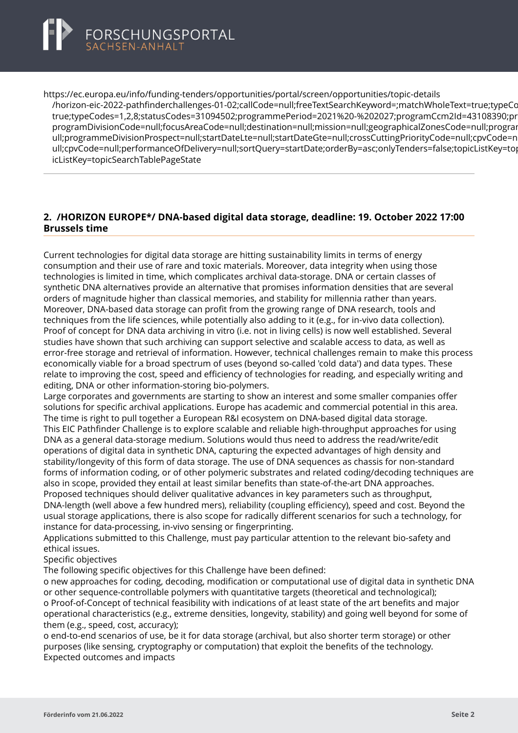https://ec.europa.eu/info/funding-tenders/opportunities/portal/screen/opportunities/topic-details/horizon-eic-2022-pathfinderchallenges-01-02;callCode=null;freeTextSearchKeyword=;matchWholeText=true;typeCo true;typeCodes=1,2,8;statusCodes=31094502;programmePeriod=2021%20-%202027;programCcm2Id=43108390;pr programDivisionCode=null;focusAreaCode=null;destination=null;mission=null;geographicalZonesCode=null;prograr ull;programmeDivisionProspect=null;startDateLte=null;startDateGte=null;crossCuttingPriorityCode=null;cpvCode=n ull;cpvCode=null;performanceOfDelivery=null;sortQuery=startDate;orderBy=asc;onlyTenders=false;topicListKey=top icListKey=topicSearchTablePageState

---

## 2. /HORIZON EUROPE*/ DNA-based digital data storage, deadline: 19. October 2022 17:00 Brussels time

Current technologies for digital data storage are hitting sustainability limits in terms of energy consumption and their use of rare and toxic materials. Moreover, data integrity when using those technologies is limited in time, which complicates archival data-storage. DNA or certain classes of synthetic DNA alternatives provide an alternative that promises information densities that are several orders of magnitude higher than classical memories, and stability for millennia rather than years. Moreover, DNA-based data storage can profit from the growing range of DNA research, tools and techniques from the life sciences, while potentially also adding to it (e.g., for in-vivo data collection). Proof of concept for DNA data archiving in vitro (i.e. not in living cells) is now well established. Several studies have shown that such archiving can support selective and scalable access to data, as well as error-free storage and retrieval of information. However, technical challenges remain to make this process economically viable for a broad spectrum of uses (beyond so-called 'cold data') and data types. These relate to improving the cost, speed and efficiency of technologies for reading, and especially writing and editing, DNA or other information-storing bio-polymers.
Large corporates and governments are starting to show an interest and some smaller companies offer solutions for specific archival applications. Europe has academic and commercial potential in this area. The time is right to pull together a European R&I ecosystem on DNA-based digital data storage.
This EIC Pathfinder Challenge is to explore scalable and reliable high-throughput approaches for using DNA as a general data-storage medium. Solutions would thus need to address the read/write/edit operations of digital data in synthetic DNA, capturing the expected advantages of high density and stability/longevity of this form of data storage. The use of DNA sequences as chassis for non-standard forms of information coding, or of other polymeric substrates and related coding/decoding techniques are also in scope, provided they entail at least similar benefits than state-of-the-art DNA approaches.
Proposed techniques should deliver qualitative advances in key parameters such as throughput, DNA-length (well above a few hundred mers), reliability (coupling efficiency), speed and cost. Beyond the usual storage applications, there is also scope for radically different scenarios for such a technology, for instance for data-processing, in-vivo sensing or fingerprinting.
Applications submitted to this Challenge, must pay particular attention to the relevant bio-safety and ethical issues.
Specific objectives
The following specific objectives for this Challenge have been defined:
o new approaches for coding, decoding, modification or computational use of digital data in synthetic DNA or other sequence-controllable polymers with quantitative targets (theoretical and technological);
o Proof-of-Concept of technical feasibility with indications of at least state of the art benefits and major operational characteristics (e.g., extreme densities, longevity, stability) and going well beyond for some of them (e.g., speed, cost, accuracy);
o end-to-end scenarios of use, be it for data storage (archival, but also shorter term storage) or other purposes (like sensing, cryptography or computation) that exploit the benefits of the technology.
Expected outcomes and impacts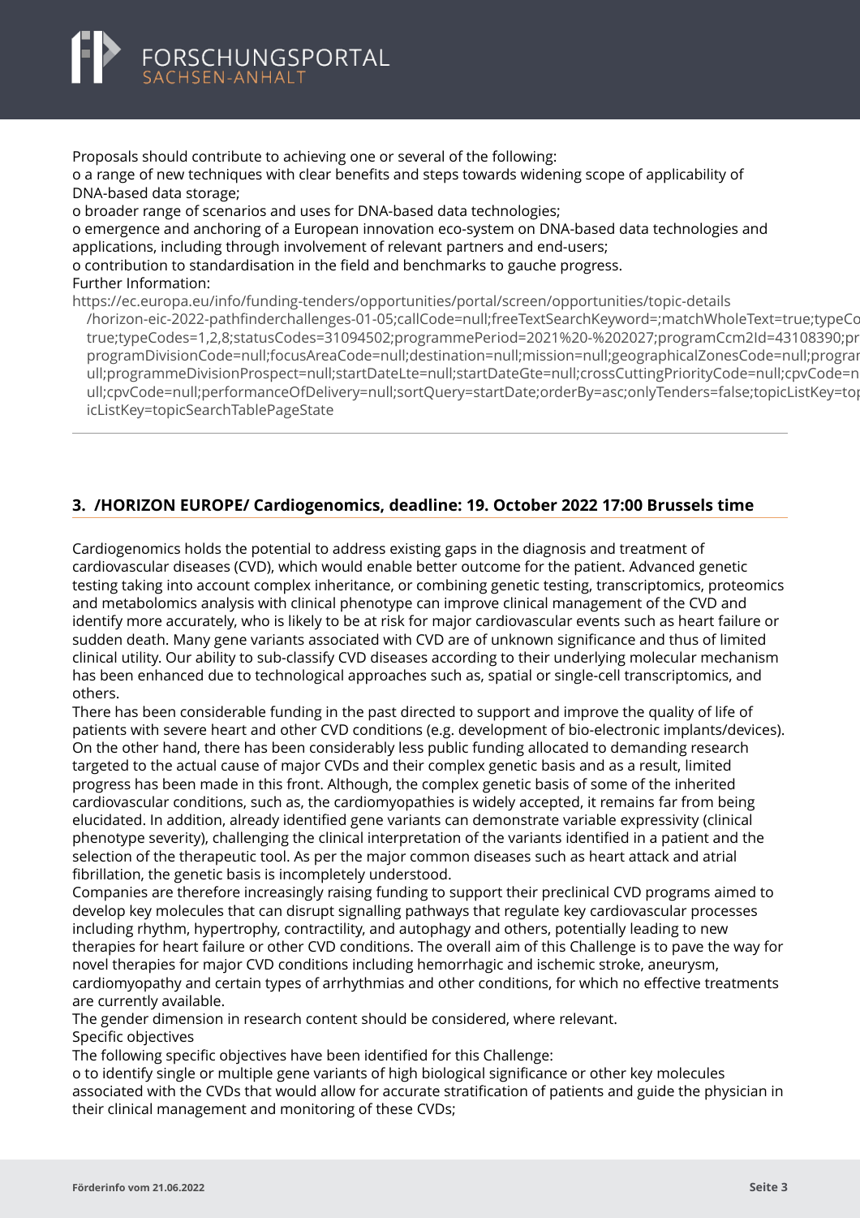Proposals should contribute to achieving one or several of the following:

o a range of new techniques with clear benefits and steps towards widening scope of applicability of DNA-based data storage;

o broader range of scenarios and uses for DNA-based data technologies;

o emergence and anchoring of a European innovation eco-system on DNA-based data technologies and applications, including through involvement of relevant partners and end-users;

o contribution to standardisation in the field and benchmarks to gauche progress.

Further Information:

https://ec.europa.eu/info/funding-tenders/opportunities/portal/screen/opportunities/topic-details/horizon-eic-2022-pathfinderchallenges-01-05;callCode=null;freeTextSearchKeyword=;matchWholeText=true;typeCodes=1,2,8;statusCodes=31094502;programmePeriod=2021%20-%202027;programCcm2Id=43108390;programDivisionCode=null;focusAreaCode=null;destination=null;mission=null;geographicalZonesCode=null;programmeDivisionProspect=null;startDateLte=null;startDateGte=null;crossCuttingPriorityCode=null;cpvCode=null;performanceOfDelivery=null;sortQuery=startDate;orderBy=asc;onlyTenders=false;topicListKey=topicSearchTablePageState

---

## 3. /HORIZON EUROPE/ Cardiogenomics, deadline: 19. October 2022 17:00 Brussels time

Cardiogenomics holds the potential to address existing gaps in the diagnosis and treatment of cardiovascular diseases (CVD), which would enable better outcome for the patient. Advanced genetic testing taking into account complex inheritance, or combining genetic testing, transcriptomics, proteomics and metabolomics analysis with clinical phenotype can improve clinical management of the CVD and identify more accurately, who is likely to be at risk for major cardiovascular events such as heart failure or sudden death. Many gene variants associated with CVD are of unknown significance and thus of limited clinical utility. Our ability to sub-classify CVD diseases according to their underlying molecular mechanism has been enhanced due to technological approaches such as, spatial or single-cell transcriptomics, and others.

There has been considerable funding in the past directed to support and improve the quality of life of patients with severe heart and other CVD conditions (e.g. development of bio-electronic implants/devices). On the other hand, there has been considerably less public funding allocated to demanding research targeted to the actual cause of major CVDs and their complex genetic basis and as a result, limited progress has been made in this front. Although, the complex genetic basis of some of the inherited cardiovascular conditions, such as, the cardiomyopathies is widely accepted, it remains far from being elucidated. In addition, already identified gene variants can demonstrate variable expressivity (clinical phenotype severity), challenging the clinical interpretation of the variants identified in a patient and the selection of the therapeutic tool. As per the major common diseases such as heart attack and atrial fibrillation, the genetic basis is incompletely understood.

Companies are therefore increasingly raising funding to support their preclinical CVD programs aimed to develop key molecules that can disrupt signalling pathways that regulate key cardiovascular processes including rhythm, hypertrophy, contractility, and autophagy and others, potentially leading to new therapies for heart failure or other CVD conditions. The overall aim of this Challenge is to pave the way for novel therapies for major CVD conditions including hemorrhagic and ischemic stroke, aneurysm, cardiomyopathy and certain types of arrhythmias and other conditions, for which no effective treatments are currently available.

The gender dimension in research content should be considered, where relevant.

Specific objectives

The following specific objectives have been identified for this Challenge:

o to identify single or multiple gene variants of high biological significance or other key molecules associated with the CVDs that would allow for accurate stratification of patients and guide the physician in their clinical management and monitoring of these CVDs;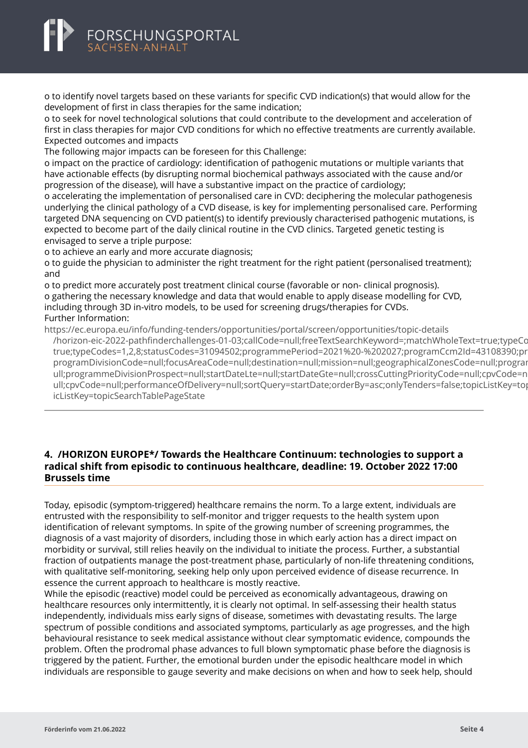o to identify novel targets based on these variants for specific CVD indication(s) that would allow for the development of first in class therapies for the same indication;

o to seek for novel technological solutions that could contribute to the development and acceleration of first in class therapies for major CVD conditions for which no effective treatments are currently available.

Expected outcomes and impacts

The following major impacts can be foreseen for this Challenge:

o impact on the practice of cardiology: identification of pathogenic mutations or multiple variants that have actionable effects (by disrupting normal biochemical pathways associated with the cause and/or progression of the disease), will have a substantive impact on the practice of cardiology;

o accelerating the implementation of personalised care in CVD: deciphering the molecular pathogenesis underlying the clinical pathology of a CVD disease, is key for implementing personalised care. Performing targeted DNA sequencing on CVD patient(s) to identify previously characterised pathogenic mutations, is expected to become part of the daily clinical routine in the CVD clinics. Targeted genetic testing is envisaged to serve a triple purpose:

o to achieve an early and more accurate diagnosis;

o to guide the physician to administer the right treatment for the right patient (personalised treatment); and

o to predict more accurately post treatment clinical course (favorable or non- clinical prognosis).

o gathering the necessary knowledge and data that would enable to apply disease modelling for CVD, including through 3D in-vitro models, to be used for screening drugs/therapies for CVDs.

Further Information:

https://ec.europa.eu/info/funding-tenders/opportunities/portal/screen/opportunities/topic-details/horizon-eic-2022-pathfinderchallenges-01-03;callCode=null;freeTextSearchKeyword=;matchWholeText=true;typeCodes=1,2,8;statusCodes=31094502;programmePeriod=2021%20-%202027;programCcm2Id=43108390;programDivisionCode=null;focusAreaCode=null;destination=null;mission=null;geographicalZonesCode=null;programmeDivisionProspect=null;startDateLte=null;startDateGte=null;crossCuttingPriorityCode=null;cpvCode=null;performanceOfDelivery=null;sortQuery=startDate;orderBy=asc;onlyTenders=false;topicListKey=topicSearchTablePageState

---

### 4. /HORIZON EUROPE*/ Towards the Healthcare Continuum: technologies to support a radical shift from episodic to continuous healthcare, deadline: 19. October 2022 17:00 Brussels time

Today, episodic (symptom-triggered) healthcare remains the norm. To a large extent, individuals are entrusted with the responsibility to self-monitor and trigger requests to the health system upon identification of relevant symptoms. In spite of the growing number of screening programmes, the diagnosis of a vast majority of disorders, including those in which early action has a direct impact on morbidity or survival, still relies heavily on the individual to initiate the process. Further, a substantial fraction of outpatients manage the post-treatment phase, particularly of non-life threatening conditions, with qualitative self-monitoring, seeking help only upon perceived evidence of disease recurrence. In essence the current approach to healthcare is mostly reactive.

While the episodic (reactive) model could be perceived as economically advantageous, drawing on healthcare resources only intermittently, it is clearly not optimal. In self-assessing their health status independently, individuals miss early signs of disease, sometimes with devastating results. The large spectrum of possible conditions and associated symptoms, particularly as age progresses, and the high behavioural resistance to seek medical assistance without clear symptomatic evidence, compounds the problem. Often the prodromal phase advances to full blown symptomatic phase before the diagnosis is triggered by the patient. Further, the emotional burden under the episodic healthcare model in which individuals are responsible to gauge severity and make decisions on when and how to seek help, should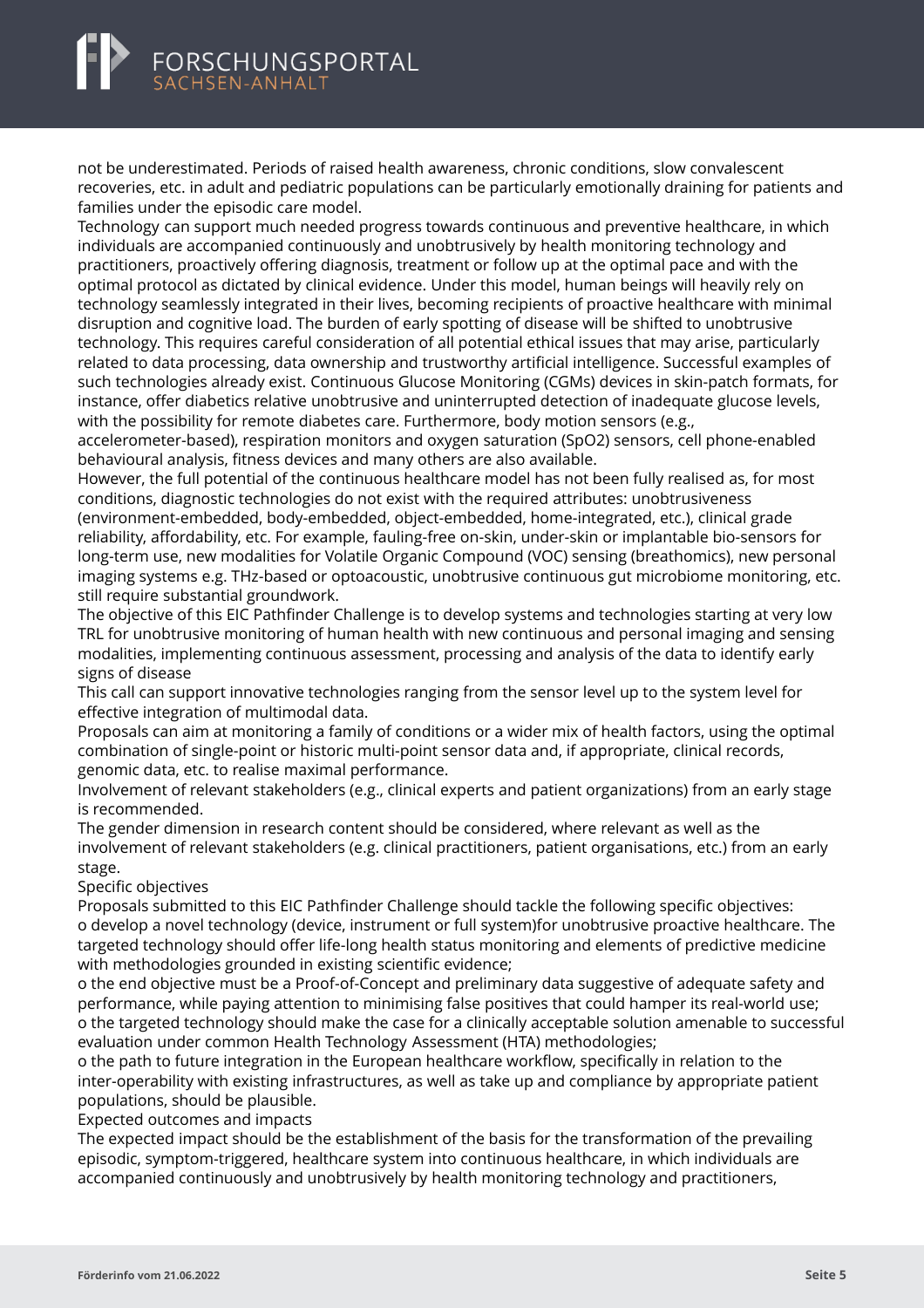not be underestimated. Periods of raised health awareness, chronic conditions, slow convalescent recoveries, etc. in adult and pediatric populations can be particularly emotionally draining for patients and families under the episodic care model.

Technology can support much needed progress towards continuous and preventive healthcare, in which individuals are accompanied continuously and unobtrusively by health monitoring technology and practitioners, proactively offering diagnosis, treatment or follow up at the optimal pace and with the optimal protocol as dictated by clinical evidence. Under this model, human beings will heavily rely on technology seamlessly integrated in their lives, becoming recipients of proactive healthcare with minimal disruption and cognitive load. The burden of early spotting of disease will be shifted to unobtrusive technology. This requires careful consideration of all potential ethical issues that may arise, particularly related to data processing, data ownership and trustworthy artificial intelligence. Successful examples of such technologies already exist. Continuous Glucose Monitoring (CGMs) devices in skin-patch formats, for instance, offer diabetics relative unobtrusive and uninterrupted detection of inadequate glucose levels, with the possibility for remote diabetes care. Furthermore, body motion sensors (e.g., accelerometer-based), respiration monitors and oxygen saturation (SpO2) sensors, cell phone-enabled behavioural analysis, fitness devices and many others are also available.

However, the full potential of the continuous healthcare model has not been fully realised as, for most conditions, diagnostic technologies do not exist with the required attributes: unobtrusiveness (environment-embedded, body-embedded, object-embedded, home-integrated, etc.), clinical grade reliability, affordability, etc. For example, fauling-free on-skin, under-skin or implantable bio-sensors for long-term use, new modalities for Volatile Organic Compound (VOC) sensing (breathomics), new personal imaging systems e.g. THz-based or optoacoustic, unobtrusive continuous gut microbiome monitoring, etc. still require substantial groundwork.

The objective of this EIC Pathfinder Challenge is to develop systems and technologies starting at very low TRL for unobtrusive monitoring of human health with new continuous and personal imaging and sensing modalities, implementing continuous assessment, processing and analysis of the data to identify early signs of disease

This call can support innovative technologies ranging from the sensor level up to the system level for effective integration of multimodal data.

Proposals can aim at monitoring a family of conditions or a wider mix of health factors, using the optimal combination of single-point or historic multi-point sensor data and, if appropriate, clinical records, genomic data, etc. to realise maximal performance.

Involvement of relevant stakeholders (e.g., clinical experts and patient organizations) from an early stage is recommended.

The gender dimension in research content should be considered, where relevant as well as the involvement of relevant stakeholders (e.g. clinical practitioners, patient organisations, etc.) from an early stage.

Specific objectives

Proposals submitted to this EIC Pathfinder Challenge should tackle the following specific objectives:

o develop a novel technology (device, instrument or full system)for unobtrusive proactive healthcare. The targeted technology should offer life-long health status monitoring and elements of predictive medicine with methodologies grounded in existing scientific evidence;

o the end objective must be a Proof-of-Concept and preliminary data suggestive of adequate safety and performance, while paying attention to minimising false positives that could hamper its real-world use;

o the targeted technology should make the case for a clinically acceptable solution amenable to successful evaluation under common Health Technology Assessment (HTA) methodologies;

o the path to future integration in the European healthcare workflow, specifically in relation to the inter-operability with existing infrastructures, as well as take up and compliance by appropriate patient populations, should be plausible.

Expected outcomes and impacts

The expected impact should be the establishment of the basis for the transformation of the prevailing episodic, symptom-triggered, healthcare system into continuous healthcare, in which individuals are accompanied continuously and unobtrusively by health monitoring technology and practitioners,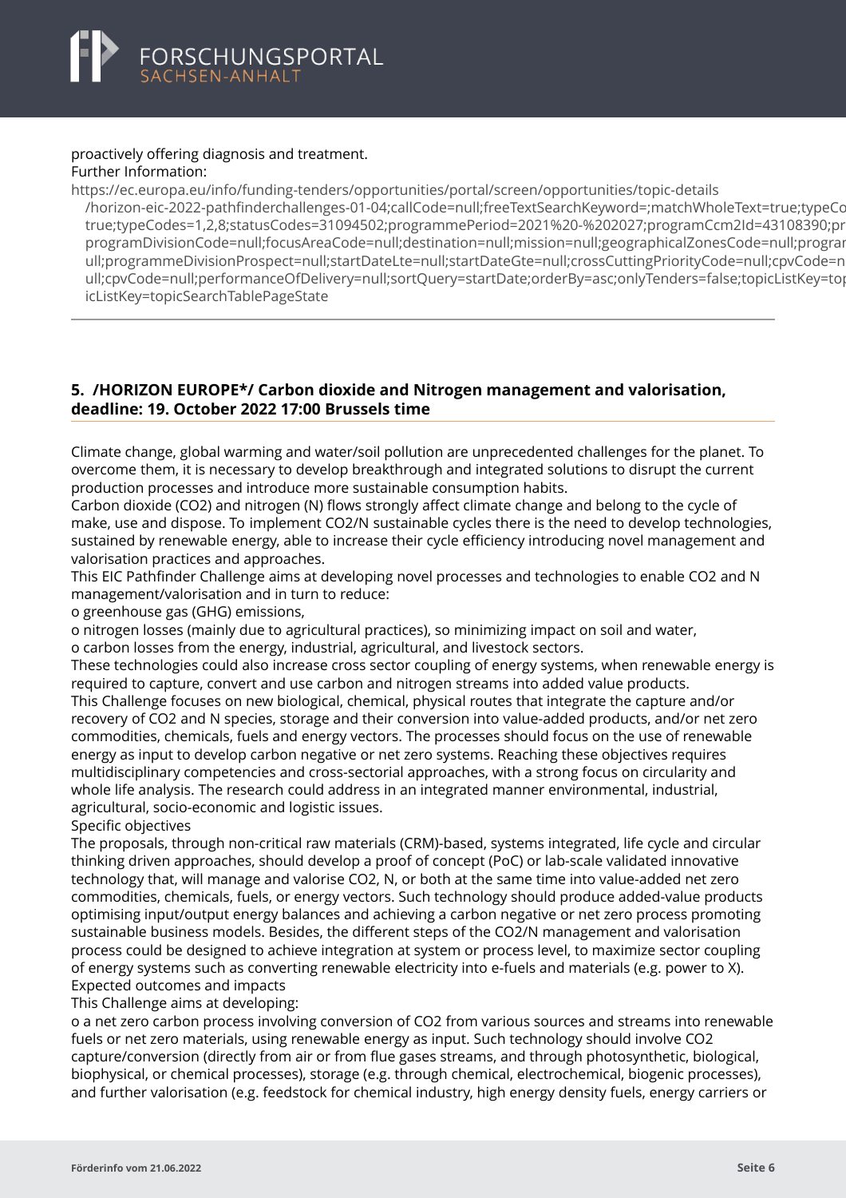proactively offering diagnosis and treatment.
Further Information:
https://ec.europa.eu/info/funding-tenders/opportunities/portal/screen/opportunities/topic-details /horizon-eic-2022-pathfinderchallenges-01-04;callCode=null;freeTextSearchKeyword=;matchWholeText=true;typeCo true;typeCodes=1,2,8;statusCodes=31094502;programmePeriod=2021%20-%202027;programCcm2Id=43108390;pr programDivisionCode=null;focusAreaCode=null;destination=null;mission=null;geographicalZonesCode=null;prograr ull;programmeDivisionProspect=null;startDateLte=null;startDateGte=null;crossCuttingPriorityCode=null;cpvCode=n ull;cpvCode=null;performanceOfDelivery=null;sortQuery=startDate;orderBy=asc;onlyTenders=false;topicListKey=to icListKey=topicSearchTablePageState

---

## 5. /HORIZON EUROPE*/ Carbon dioxide and Nitrogen management and valorisation, deadline: 19. October 2022 17:00 Brussels time

Climate change, global warming and water/soil pollution are unprecedented challenges for the planet. To overcome them, it is necessary to develop breakthrough and integrated solutions to disrupt the current production processes and introduce more sustainable consumption habits.
Carbon dioxide ($CO_2$) and nitrogen (N) flows strongly affect climate change and belong to the cycle of make, use and dispose. To implement $CO_2$/N sustainable cycles there is the need to develop technologies, sustained by renewable energy, able to increase their cycle efficiency introducing novel management and valorisation practices and approaches.
This EIC Pathfinder Challenge aims at developing novel processes and technologies to enable $CO_2$ and N management/valorisation and in turn to reduce:
o greenhouse gas (GHG) emissions,
o nitrogen losses (mainly due to agricultural practices), so minimizing impact on soil and water,
o carbon losses from the energy, industrial, agricultural, and livestock sectors.
These technologies could also increase cross sector coupling of energy systems, when renewable energy is required to capture, convert and use carbon and nitrogen streams into added value products.
This Challenge focuses on new biological, chemical, physical routes that integrate the capture and/or recovery of $CO_2$ and N species, storage and their conversion into value-added products, and/or net zero commodities, chemicals, fuels and energy vectors. The processes should focus on the use of renewable energy as input to develop carbon negative or net zero systems. Reaching these objectives requires multidisciplinary competencies and cross-sectorial approaches, with a strong focus on circularity and whole life analysis. The research could address in an integrated manner environmental, industrial, agricultural, socio-economic and logistic issues.
Specific objectives
The proposals, through non-critical raw materials (CRM)-based, systems integrated, life cycle and circular thinking driven approaches, should develop a proof of concept (PoC) or lab-scale validated innovative technology that, will manage and valorise $CO_2$, N, or both at the same time into value-added net zero commodities, chemicals, fuels, or energy vectors. Such technology should produce added-value products optimising input/output energy balances and achieving a carbon negative or net zero process promoting sustainable business models. Besides, the different steps of the $CO_2$/N management and valorisation process could be designed to achieve integration at system or process level, to maximize sector coupling of energy systems such as converting renewable electricity into e-fuels and materials (e.g. power to X).
Expected outcomes and impacts
This Challenge aims at developing:
o a net zero carbon process involving conversion of $CO_2$ from various sources and streams into renewable fuels or net zero materials, using renewable energy as input. Such technology should involve $CO_2$ capture/conversion (directly from air or from flue gases streams, and through photosynthetic, biological, biophysical, or chemical processes), storage (e.g. through chemical, electrochemical, biogenic processes), and further valorisation (e.g. feedstock for chemical industry, high energy density fuels, energy carriers or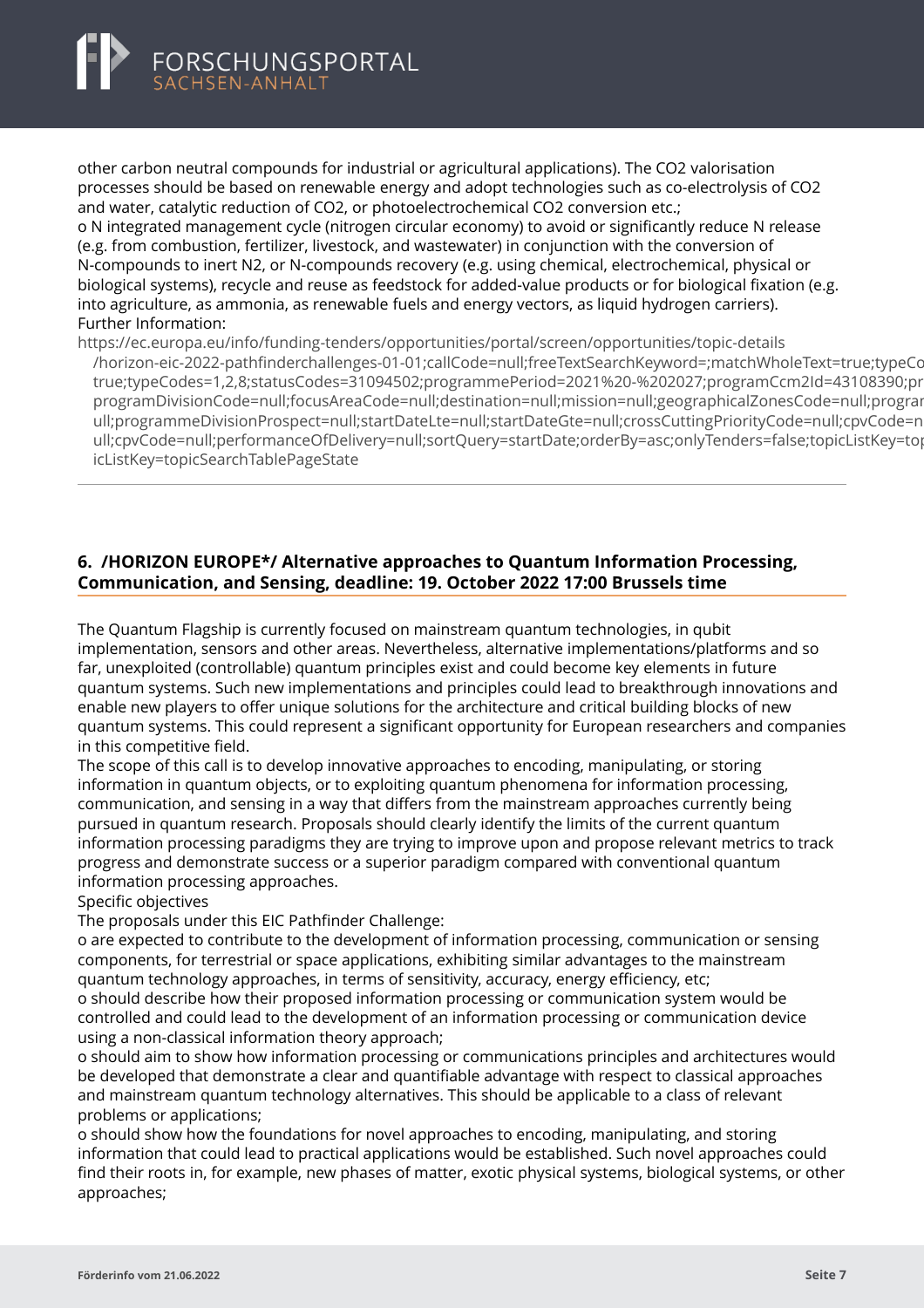other carbon neutral compounds for industrial or agricultural applications). The $CO_2$ valorisation processes should be based on renewable energy and adopt technologies such as co-electrolysis of $CO_2$ and water, catalytic reduction of $CO_2$, or photoelectrochemical $CO_2$ conversion etc.;
o N integrated management cycle (nitrogen circular economy) to avoid or significantly reduce N release (e.g. from combustion, fertilizer, livestock, and wastewater) in conjunction with the conversion of N-compounds to inert $N_2$, or N-compounds recovery (e.g. using chemical, electrochemical, physical or biological systems), recycle and reuse as feedstock for added-value products or for biological fixation (e.g. into agriculture, as ammonia, as renewable fuels and energy vectors, as liquid hydrogen carriers).
Further Information:
https://ec.europa.eu/info/funding-tenders/opportunities/portal/screen/opportunities/topic-details/horizon-eic-2022-pathfinderchallenges-01-01;callCode=null;freeTextSearchKeyword=;matchWholeText=true;typeCo true;typeCodes=1,2,8;statusCodes=31094502;programmePeriod=2021%20-%202027;programCcm2Id=43108390;pr programDivisionCode=null;focusAreaCode=null;destination=null;mission=null;geographicalZonesCode=null;prograr ull;programmeDivisionProspect=null;startDateLte=null;startDateGte=null;crossCuttingPriorityCode=null;cpvCode=n ull;cpvCode=null;performanceOfDelivery=null;sortQuery=startDate;orderBy=asc;onlyTenders=false;topicListKey=top icListKey=topicSearchTablePageState

---

## 6. /HORIZON EUROPE*/ Alternative approaches to Quantum Information Processing, Communication, and Sensing, deadline: 19. October 2022 17:00 Brussels time

The Quantum Flagship is currently focused on mainstream quantum technologies, in qubit implementation, sensors and other areas. Nevertheless, alternative implementations/platforms and so far, unexploited (controllable) quantum principles exist and could become key elements in future quantum systems. Such new implementations and principles could lead to breakthrough innovations and enable new players to offer unique solutions for the architecture and critical building blocks of new quantum systems. This could represent a significant opportunity for European researchers and companies in this competitive field.
The scope of this call is to develop innovative approaches to encoding, manipulating, or storing information in quantum objects, or to exploiting quantum phenomena for information processing, communication, and sensing in a way that differs from the mainstream approaches currently being pursued in quantum research. Proposals should clearly identify the limits of the current quantum information processing paradigms they are trying to improve upon and propose relevant metrics to track progress and demonstrate success or a superior paradigm compared with conventional quantum information processing approaches.
Specific objectives
The proposals under this EIC Pathfinder Challenge:
o are expected to contribute to the development of information processing, communication or sensing components, for terrestrial or space applications, exhibiting similar advantages to the mainstream quantum technology approaches, in terms of sensitivity, accuracy, energy efficiency, etc;
o should describe how their proposed information processing or communication system would be controlled and could lead to the development of an information processing or communication device using a non-classical information theory approach;
o should aim to show how information processing or communications principles and architectures would be developed that demonstrate a clear and quantifiable advantage with respect to classical approaches and mainstream quantum technology alternatives. This should be applicable to a class of relevant problems or applications;
o should show how the foundations for novel approaches to encoding, manipulating, and storing information that could lead to practical applications would be established. Such novel approaches could find their roots in, for example, new phases of matter, exotic physical systems, biological systems, or other approaches;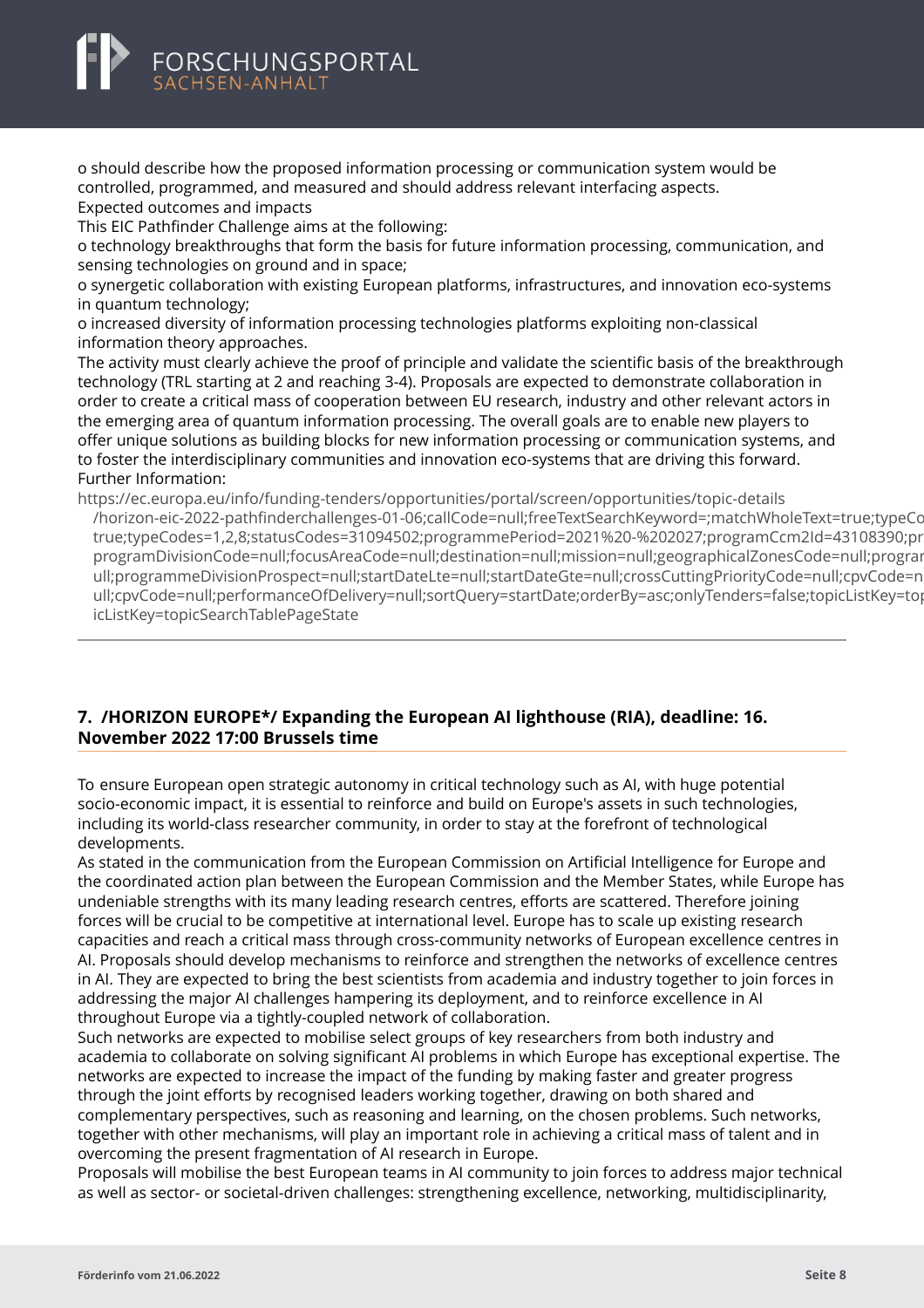o should describe how the proposed information processing or communication system would be controlled, programmed, and measured and should address relevant interfacing aspects.
Expected outcomes and impacts
This EIC Pathfinder Challenge aims at the following:
o technology breakthroughs that form the basis for future information processing, communication, and sensing technologies on ground and in space;
o synergetic collaboration with existing European platforms, infrastructures, and innovation eco-systems in quantum technology;
o increased diversity of information processing technologies platforms exploiting non-classical information theory approaches.
The activity must clearly achieve the proof of principle and validate the scientific basis of the breakthrough technology (TRL starting at 2 and reaching 3-4). Proposals are expected to demonstrate collaboration in order to create a critical mass of cooperation between EU research, industry and other relevant actors in the emerging area of quantum information processing. The overall goals are to enable new players to offer unique solutions as building blocks for new information processing or communication systems, and to foster the interdisciplinary communities and innovation eco-systems that are driving this forward.
Further Information:
https://ec.europa.eu/info/funding-tenders/opportunities/portal/screen/opportunities/topic-details/horizon-eic-2022-pathfinderchallenges-01-06;callCode=null;freeTextSearchKeyword=;matchWholeText=true;typeCo true;typeCodes=1,2,8;statusCodes=31094502;programmePeriod=2021%20-%202027;programCcm2Id=43108390;pr programDivisionCode=null;focusAreaCode=null;destination=null;mission=null;geographicalZonesCode=null;prograr ull;programmeDivisionProspect=null;startDateLte=null;startDateGte=null;crossCuttingPriorityCode=null;cpvCode=n ull;cpvCode=null;performanceOfDelivery=null;sortQuery=startDate;orderBy=asc;onlyTenders=false;topicListKey=to icListKey=topicSearchTablePageState

---

## 7. /HORIZON EUROPE*/ Expanding the European AI lighthouse (RIA), deadline: 16. November 2022 17:00 Brussels time

To ensure European open strategic autonomy in critical technology such as AI, with huge potential socio-economic impact, it is essential to reinforce and build on Europe's assets in such technologies, including its world-class researcher community, in order to stay at the forefront of technological developments.
As stated in the communication from the European Commission on Artificial Intelligence for Europe and the coordinated action plan between the European Commission and the Member States, while Europe has undeniable strengths with its many leading research centres, efforts are scattered. Therefore joining forces will be crucial to be competitive at international level. Europe has to scale up existing research capacities and reach a critical mass through cross-community networks of European excellence centres in AI. Proposals should develop mechanisms to reinforce and strengthen the networks of excellence centres in AI. They are expected to bring the best scientists from academia and industry together to join forces in addressing the major AI challenges hampering its deployment, and to reinforce excellence in AI throughout Europe via a tightly-coupled network of collaboration.
Such networks are expected to mobilise select groups of key researchers from both industry and academia to collaborate on solving significant AI problems in which Europe has exceptional expertise. The networks are expected to increase the impact of the funding by making faster and greater progress through the joint efforts by recognised leaders working together, drawing on both shared and complementary perspectives, such as reasoning and learning, on the chosen problems. Such networks, together with other mechanisms, will play an important role in achieving a critical mass of talent and in overcoming the present fragmentation of AI research in Europe.
Proposals will mobilise the best European teams in AI community to join forces to address major technical as well as sector- or societal-driven challenges: strengthening excellence, networking, multidisciplinarity,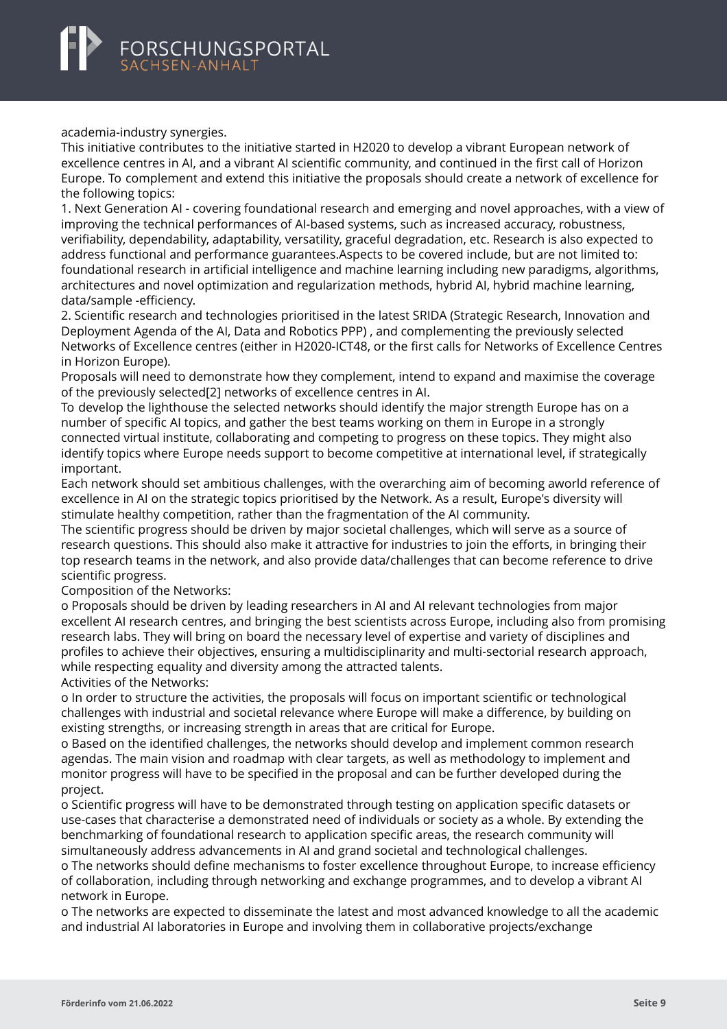academia-industry synergies.

This initiative contributes to the initiative started in H2020 to develop a vibrant European network of excellence centres in AI, and a vibrant AI scientific community, and continued in the first call of Horizon Europe. To complement and extend this initiative the proposals should create a network of excellence for the following topics:

1. Next Generation AI - covering foundational research and emerging and novel approaches, with a view of improving the technical performances of AI-based systems, such as increased accuracy, robustness, verifiability, dependability, adaptability, versatility, graceful degradation, etc. Research is also expected to address functional and performance guarantees.Aspects to be covered include, but are not limited to: foundational research in artificial intelligence and machine learning including new paradigms, algorithms, architectures and novel optimization and regularization methods, hybrid AI, hybrid machine learning, data/sample -efficiency.
2. Scientific research and technologies prioritised in the latest SRIDA (Strategic Research, Innovation and Deployment Agenda of the AI, Data and Robotics PPP) , and complementing the previously selected Networks of Excellence centres (either in H2020-ICT48, or the first calls for Networks of Excellence Centres in Horizon Europe).

Proposals will need to demonstrate how they complement, intend to expand and maximise the coverage of the previously selected[2] networks of excellence centres in AI.

To develop the lighthouse the selected networks should identify the major strength Europe has on a number of specific AI topics, and gather the best teams working on them in Europe in a strongly connected virtual institute, collaborating and competing to progress on these topics. They might also identify topics where Europe needs support to become competitive at international level, if strategically important.

Each network should set ambitious challenges, with the overarching aim of becoming aworld reference of excellence in AI on the strategic topics prioritised by the Network. As a result, Europe's diversity will stimulate healthy competition, rather than the fragmentation of the AI community.

The scientific progress should be driven by major societal challenges, which will serve as a source of research questions. This should also make it attractive for industries to join the efforts, in bringing their top research teams in the network, and also provide data/challenges that can become reference to drive scientific progress.

Composition of the Networks:

o Proposals should be driven by leading researchers in AI and AI relevant technologies from major excellent AI research centres, and bringing the best scientists across Europe, including also from promising research labs. They will bring on board the necessary level of expertise and variety of disciplines and profiles to achieve their objectives, ensuring a multidisciplinarity and multi-sectorial research approach, while respecting equality and diversity among the attracted talents.

Activities of the Networks:

o In order to structure the activities, the proposals will focus on important scientific or technological challenges with industrial and societal relevance where Europe will make a difference, by building on existing strengths, or increasing strength in areas that are critical for Europe.

o Based on the identified challenges, the networks should develop and implement common research agendas. The main vision and roadmap with clear targets, as well as methodology to implement and monitor progress will have to be specified in the proposal and can be further developed during the project.

o Scientific progress will have to be demonstrated through testing on application specific datasets or use-cases that characterise a demonstrated need of individuals or society as a whole. By extending the benchmarking of foundational research to application specific areas, the research community will simultaneously address advancements in AI and grand societal and technological challenges.

o The networks should define mechanisms to foster excellence throughout Europe, to increase efficiency of collaboration, including through networking and exchange programmes, and to develop a vibrant AI network in Europe.

o The networks are expected to disseminate the latest and most advanced knowledge to all the academic and industrial AI laboratories in Europe and involving them in collaborative projects/exchange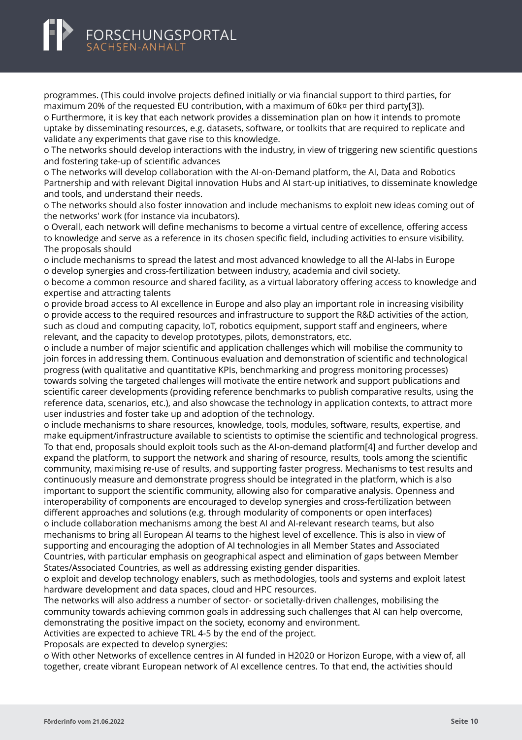programmes. (This could involve projects defined initially or via financial support to third parties, for maximum 20% of the requested EU contribution, with a maximum of 60k¤ per third party[3]).

o Furthermore, it is key that each network provides a dissemination plan on how it intends to promote uptake by disseminating resources, e.g. datasets, software, or toolkits that are required to replicate and validate any experiments that gave rise to this knowledge.

o The networks should develop interactions with the industry, in view of triggering new scientific questions and fostering take-up of scientific advances

o The networks will develop collaboration with the AI-on-Demand platform, the AI, Data and Robotics Partnership and with relevant Digital innovation Hubs and AI start-up initiatives, to disseminate knowledge and tools, and understand their needs.

o The networks should also foster innovation and include mechanisms to exploit new ideas coming out of the networks' work (for instance via incubators).

o Overall, each network will define mechanisms to become a virtual centre of excellence, offering access to knowledge and serve as a reference in its chosen specific field, including activities to ensure visibility.

The proposals should

o include mechanisms to spread the latest and most advanced knowledge to all the AI-labs in Europe

o develop synergies and cross-fertilization between industry, academia and civil society.

o become a common resource and shared facility, as a virtual laboratory offering access to knowledge and expertise and attracting talents

o provide broad access to AI excellence in Europe and also play an important role in increasing visibility

o provide access to the required resources and infrastructure to support the R&D activities of the action, such as cloud and computing capacity, IoT, robotics equipment, support staff and engineers, where relevant, and the capacity to develop prototypes, pilots, demonstrators, etc.

o include a number of major scientific and application challenges which will mobilise the community to join forces in addressing them. Continuous evaluation and demonstration of scientific and technological progress (with qualitative and quantitative KPIs, benchmarking and progress monitoring processes) towards solving the targeted challenges will motivate the entire network and support publications and scientific career developments (providing reference benchmarks to publish comparative results, using the reference data, scenarios, etc.), and also showcase the technology in application contexts, to attract more user industries and foster take up and adoption of the technology.

o include mechanisms to share resources, knowledge, tools, modules, software, results, expertise, and make equipment/infrastructure available to scientists to optimise the scientific and technological progress. To that end, proposals should exploit tools such as the AI-on-demand platform[4] and further develop and expand the platform, to support the network and sharing of resource, results, tools among the scientific community, maximising re-use of results, and supporting faster progress. Mechanisms to test results and continuously measure and demonstrate progress should be integrated in the platform, which is also important to support the scientific community, allowing also for comparative analysis. Openness and interoperability of components are encouraged to develop synergies and cross-fertilization between different approaches and solutions (e.g. through modularity of components or open interfaces)

o include collaboration mechanisms among the best AI and AI-relevant research teams, but also mechanisms to bring all European AI teams to the highest level of excellence. This is also in view of supporting and encouraging the adoption of AI technologies in all Member States and Associated Countries, with particular emphasis on geographical aspect and elimination of gaps between Member States/Associated Countries, as well as addressing existing gender disparities.

o exploit and develop technology enablers, such as methodologies, tools and systems and exploit latest hardware development and data spaces, cloud and HPC resources.

The networks will also address a number of sector- or societally-driven challenges, mobilising the community towards achieving common goals in addressing such challenges that AI can help overcome, demonstrating the positive impact on the society, economy and environment.

Activities are expected to achieve TRL 4-5 by the end of the project.

Proposals are expected to develop synergies:

o With other Networks of excellence centres in AI funded in H2020 or Horizon Europe, with a view of, all together, create vibrant European network of AI excellence centres. To that end, the activities should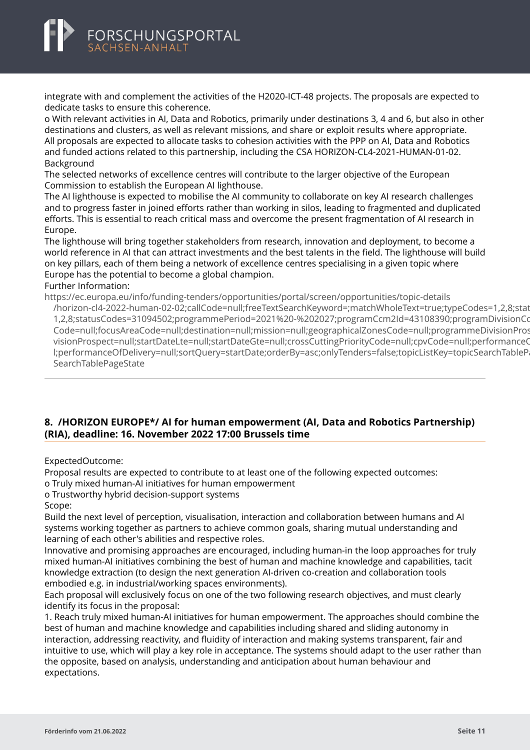integrate with and complement the activities of the H2020-ICT-48 projects. The proposals are expected to dedicate tasks to ensure this coherence.
o With relevant activities in AI, Data and Robotics, primarily under destinations 3, 4 and 6, but also in other destinations and clusters, as well as relevant missions, and share or exploit results where appropriate.
All proposals are expected to allocate tasks to cohesion activities with the PPP on AI, Data and Robotics and funded actions related to this partnership, including the CSA HORIZON-CL4-2021-HUMAN-01-02.
Background
The selected networks of excellence centres will contribute to the larger objective of the European Commission to establish the European AI lighthouse.
The AI lighthouse is expected to mobilise the AI community to collaborate on key AI research challenges and to progress faster in joined efforts rather than working in silos, leading to fragmented and duplicated efforts. This is essential to reach critical mass and overcome the present fragmentation of AI research in Europe.
The lighthouse will bring together stakeholders from research, innovation and deployment, to become a world reference in AI that can attract investments and the best talents in the field. The lighthouse will build on key pillars, each of them being a network of excellence centres specialising in a given topic where Europe has the potential to become a global champion.
Further Information:
https://ec.europa.eu/info/funding-tenders/opportunities/portal/screen/opportunities/topic-details/horizon-cl4-2022-human-02-02;callCode=null;freeTextSearchKeyword=;matchWholeText=true;typeCodes=1,2,8;statusCodes=31094502;programmePeriod=2021%20-%202027;programCcm2Id=43108390;programDivisionCode=null;focusAreaCode=null;destination=null;mission=null;geographicalZonesCode=null;programmeDivisionProspect=null;startDateLte=null;startDateGte=null;crossCuttingPriorityCode=null;cpvCode=null;performanceOfDelivery=null;sortQuery=startDate;orderBy=asc;onlyTenders=false;topicListKey=topicSearchTablePageState

## 8. /HORIZON EUROPE*/ AI for human empowerment (AI, Data and Robotics Partnership) (RIA), deadline: 16. November 2022 17:00 Brussels time

ExpectedOutcome:
Proposal results are expected to contribute to at least one of the following expected outcomes:
o Truly mixed human-AI initiatives for human empowerment
o Trustworthy hybrid decision-support systems
Scope:
Build the next level of perception, visualisation, interaction and collaboration between humans and AI systems working together as partners to achieve common goals, sharing mutual understanding and learning of each other's abilities and respective roles.
Innovative and promising approaches are encouraged, including human-in the loop approaches for truly mixed human-AI initiatives combining the best of human and machine knowledge and capabilities, tacit knowledge extraction (to design the next generation AI-driven co-creation and collaboration tools embodied e.g. in industrial/working spaces environments).
Each proposal will exclusively focus on one of the two following research objectives, and must clearly identify its focus in the proposal:
1. Reach truly mixed human-AI initiatives for human empowerment. The approaches should combine the best of human and machine knowledge and capabilities including shared and sliding autonomy in interaction, addressing reactivity, and fluidity of interaction and making systems transparent, fair and intuitive to use, which will play a key role in acceptance. The systems should adapt to the user rather than the opposite, based on analysis, understanding and anticipation about human behaviour and expectations.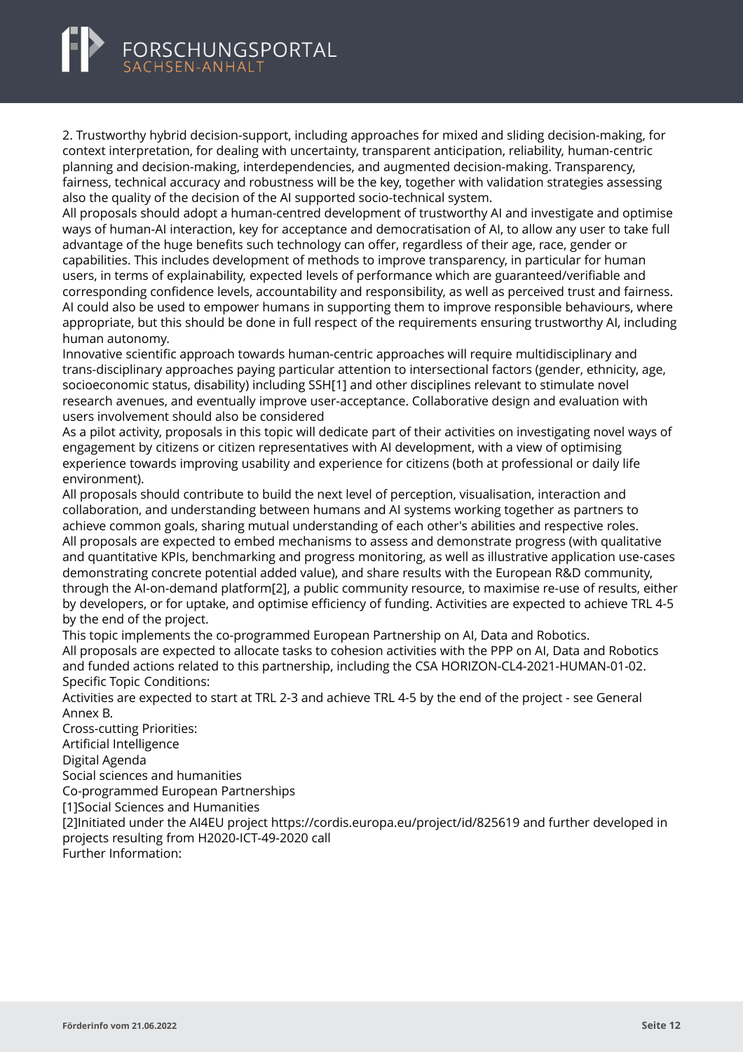2. Trustworthy hybrid decision-support, including approaches for mixed and sliding decision-making, for context interpretation, for dealing with uncertainty, transparent anticipation, reliability, human-centric planning and decision-making, interdependencies, and augmented decision-making. Transparency, fairness, technical accuracy and robustness will be the key, together with validation strategies assessing also the quality of the decision of the AI supported socio-technical system.

All proposals should adopt a human-centred development of trustworthy AI and investigate and optimise ways of human-AI interaction, key for acceptance and democratisation of AI, to allow any user to take full advantage of the huge benefits such technology can offer, regardless of their age, race, gender or capabilities. This includes development of methods to improve transparency, in particular for human users, in terms of explainability, expected levels of performance which are guaranteed/verifiable and corresponding confidence levels, accountability and responsibility, as well as perceived trust and fairness. AI could also be used to empower humans in supporting them to improve responsible behaviours, where appropriate, but this should be done in full respect of the requirements ensuring trustworthy AI, including human autonomy.

Innovative scientific approach towards human-centric approaches will require multidisciplinary and trans-disciplinary approaches paying particular attention to intersectional factors (gender, ethnicity, age, socioeconomic status, disability) including SSH[1] and other disciplines relevant to stimulate novel research avenues, and eventually improve user-acceptance. Collaborative design and evaluation with users involvement should also be considered

As a pilot activity, proposals in this topic will dedicate part of their activities on investigating novel ways of engagement by citizens or citizen representatives with AI development, with a view of optimising experience towards improving usability and experience for citizens (both at professional or daily life environment).

All proposals should contribute to build the next level of perception, visualisation, interaction and collaboration, and understanding between humans and AI systems working together as partners to achieve common goals, sharing mutual understanding of each other's abilities and respective roles.

All proposals are expected to embed mechanisms to assess and demonstrate progress (with qualitative and quantitative KPIs, benchmarking and progress monitoring, as well as illustrative application use-cases demonstrating concrete potential added value), and share results with the European R&D community, through the AI-on-demand platform[2], a public community resource, to maximise re-use of results, either by developers, or for uptake, and optimise efficiency of funding. Activities are expected to achieve TRL 4-5 by the end of the project.

This topic implements the co-programmed European Partnership on AI, Data and Robotics.

All proposals are expected to allocate tasks to cohesion activities with the PPP on AI, Data and Robotics and funded actions related to this partnership, including the CSA HORIZON-CL4-2021-HUMAN-01-02.

Specific Topic Conditions:

Activities are expected to start at TRL 2-3 and achieve TRL 4-5 by the end of the project - see General Annex B.

Cross-cutting Priorities:

Artificial Intelligence

Digital Agenda

Social sciences and humanities

Co-programmed European Partnerships

[1]Social Sciences and Humanities

[2]Initiated under the AI4EU project https://cordis.europa.eu/project/id/825619 and further developed in projects resulting from H2020-ICT-49-2020 call

Further Information: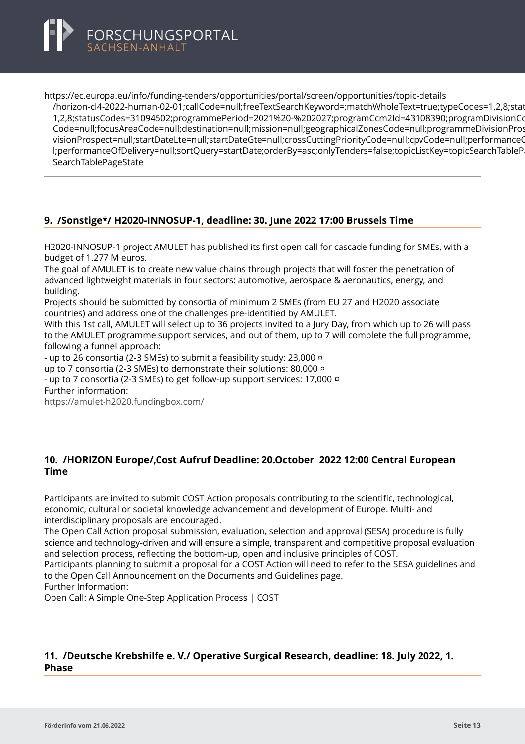https://ec.europa.eu/info/funding-tenders/opportunities/portal/screen/opportunities/topic-details/horizon-cl4-2022-human-02-01;callCode=null;freeTextSearchKeyword=;matchWholeText=true;typeCodes=1,2,8;statusCodes=31094502;programmePeriod=2021%20-%202027;programCcm2Id=43108390;programDivisionCode=null;focusAreaCode=null;destination=null;mission=null;geographicalZonesCode=null;programmeDivisionProspect=null;startDateLte=null;startDateGte=null;crossCuttingPriorityCode=null;cpvCode=null;performanceOfDelivery=null;sortQuery=startDate;orderBy=asc;onlyTenders=false;topicListKey=topicSearchTablePageState

---

## 9. /Sonstige*/ H2020-INNOSUP-1, deadline: 30. June 2022 17:00 Brussels Time

H2020-INNOSUP-1 project AMULET has published its first open call for cascade funding for SMEs, with a budget of 1.277 M euros.
The goal of AMULET is to create new value chains through projects that will foster the penetration of advanced lightweight materials in four sectors: automotive, aerospace & aeronautics, energy, and building.
Projects should be submitted by consortia of minimum 2 SMEs (from EU 27 and H2020 associate countries) and address one of the challenges pre-identified by AMULET.
With this 1st call, AMULET will select up to 36 projects invited to a Jury Day, from which up to 26 will pass to the AMULET programme support services, and out of them, up to 7 will complete the full programme, following a funnel approach:
- up to 26 consortia (2-3 SMEs) to submit a feasibility study: 23,000 ¤
up to 7 consortia (2-3 SMEs) to demonstrate their solutions: 80,000 ¤
- up to 7 consortia (2-3 SMEs) to get follow-up support services: 17,000 ¤
Further information:
https://amulet-h2020.fundingbox.com/

---

## 10. /HORIZON Europe/,Cost Aufruf Deadline: 20.October 2022 12:00 Central European Time

Participants are invited to submit COST Action proposals contributing to the scientific, technological, economic, cultural or societal knowledge advancement and development of Europe. Multi- and interdisciplinary proposals are encouraged.
The Open Call Action proposal submission, evaluation, selection and approval (SESA) procedure is fully science and technology-driven and will ensure a simple, transparent and competitive proposal evaluation and selection process, reflecting the bottom-up, open and inclusive principles of COST.
Participants planning to submit a proposal for a COST Action will need to refer to the SESA guidelines and to the Open Call Announcement on the Documents and Guidelines page.
Further Information:
Open Call: A Simple One-Step Application Process | COST

---

## 11. /Deutsche Krebshilfe e. V./ Operative Surgical Research, deadline: 18. July 2022, 1. Phase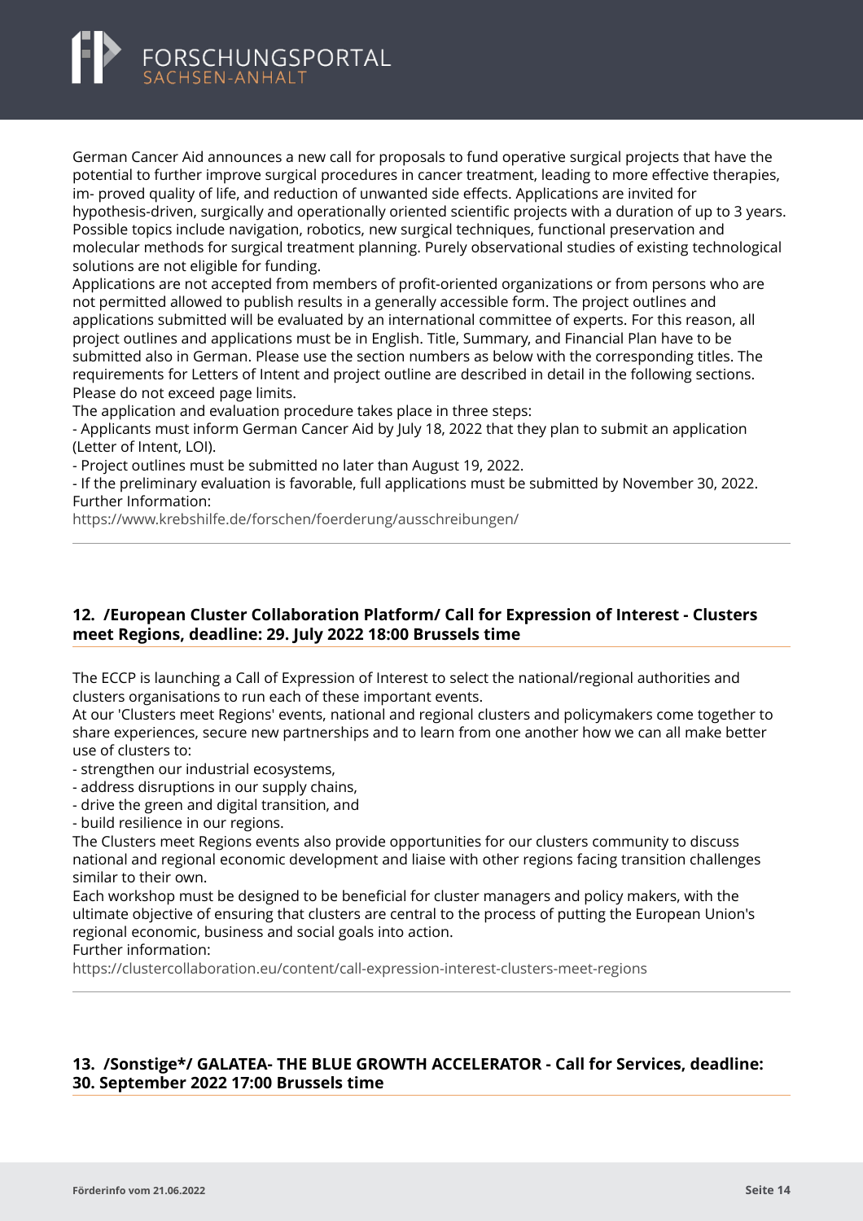German Cancer Aid announces a new call for proposals to fund operative surgical projects that have the potential to further improve surgical procedures in cancer treatment, leading to more effective therapies, im- proved quality of life, and reduction of unwanted side effects. Applications are invited for hypothesis-driven, surgically and operationally oriented scientific projects with a duration of up to 3 years. Possible topics include navigation, robotics, new surgical techniques, functional preservation and molecular methods for surgical treatment planning. Purely observational studies of existing technological solutions are not eligible for funding.
Applications are not accepted from members of profit-oriented organizations or from persons who are not permitted allowed to publish results in a generally accessible form. The project outlines and applications submitted will be evaluated by an international committee of experts. For this reason, all project outlines and applications must be in English. Title, Summary, and Financial Plan have to be submitted also in German. Please use the section numbers as below with the corresponding titles. The requirements for Letters of Intent and project outline are described in detail in the following sections. Please do not exceed page limits.
The application and evaluation procedure takes place in three steps:
- Applicants must inform German Cancer Aid by July 18, 2022 that they plan to submit an application (Letter of Intent, LOI).
- Project outlines must be submitted no later than August 19, 2022.
- If the preliminary evaluation is favorable, full applications must be submitted by November 30, 2022.
Further Information:
https://www.krebshilfe.de/forschen/foerderung/ausschreibungen/

---

## 12. /European Cluster Collaboration Platform/ Call for Expression of Interest - Clusters meet Regions, deadline: 29. July 2022 18:00 Brussels time

The ECCP is launching a Call of Expression of Interest to select the national/regional authorities and clusters organisations to run each of these important events.
At our 'Clusters meet Regions' events, national and regional clusters and policymakers come together to share experiences, secure new partnerships and to learn from one another how we can all make better use of clusters to:
- strengthen our industrial ecosystems,
- address disruptions in our supply chains,
- drive the green and digital transition, and
- build resilience in our regions.

The Clusters meet Regions events also provide opportunities for our clusters community to discuss national and regional economic development and liaise with other regions facing transition challenges similar to their own.
Each workshop must be designed to be beneficial for cluster managers and policy makers, with the ultimate objective of ensuring that clusters are central to the process of putting the European Union's regional economic, business and social goals into action.
Further information:
https://clustercollaboration.eu/content/call-expression-interest-clusters-meet-regions

---

## 13. /Sonstige*/ GALATEA- THE BLUE GROWTH ACCELERATOR - Call for Services, deadline: 30. September 2022 17:00 Brussels time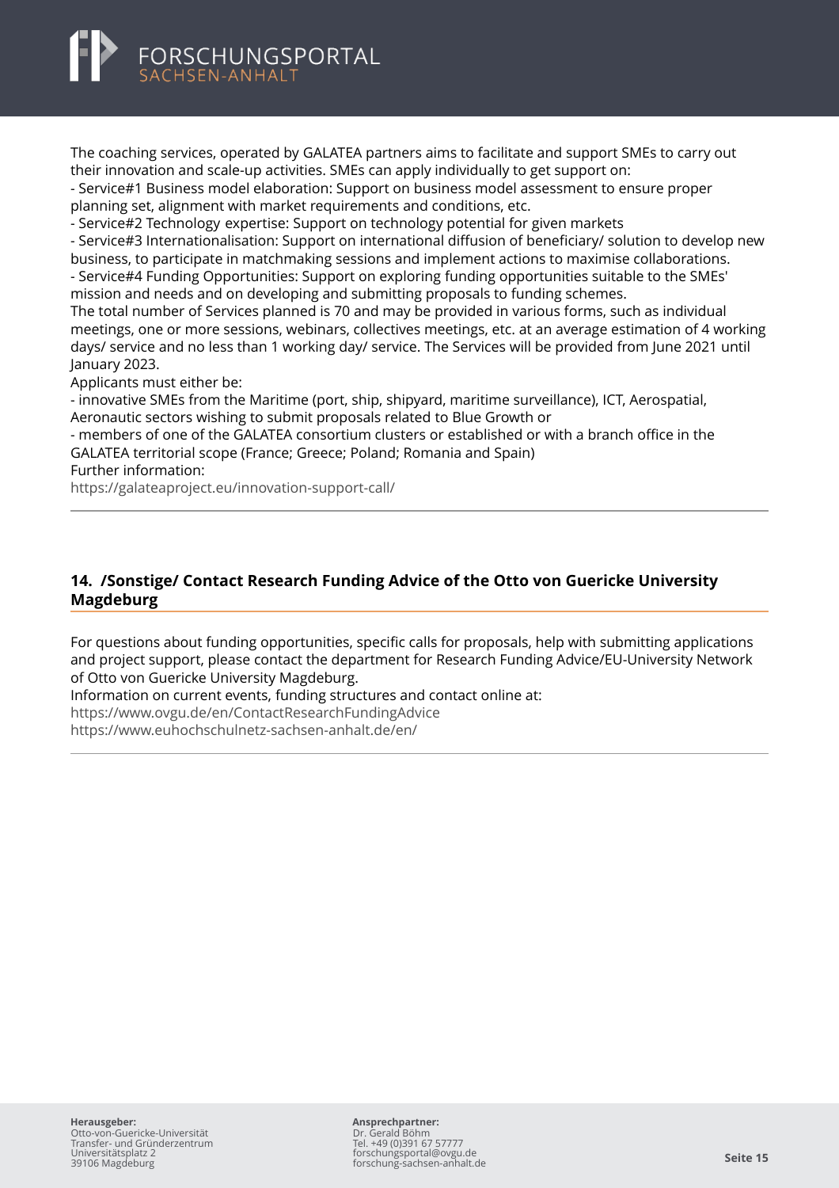The coaching services, operated by GALATEA partners aims to facilitate and support SMEs to carry out their innovation and scale-up activities. SMEs can apply individually to get support on:

- Service#1 Business model elaboration: Support on business model assessment to ensure proper planning set, alignment with market requirements and conditions, etc.
- Service#2 Technology expertise: Support on technology potential for given markets
- Service#3 Internationalisation: Support on international diffusion of beneficiary/ solution to develop new business, to participate in matchmaking sessions and implement actions to maximise collaborations.
- Service#4 Funding Opportunities: Support on exploring funding opportunities suitable to the SMEs' mission and needs and on developing and submitting proposals to funding schemes.

The total number of Services planned is 70 and may be provided in various forms, such as individual meetings, one or more sessions, webinars, collectives meetings, etc. at an average estimation of 4 working days/ service and no less than 1 working day/ service. The Services will be provided from June 2021 until January 2023.

Applicants must either be:

- innovative SMEs from the Maritime (port, ship, shipyard, maritime surveillance), ICT, Aerospatial, Aeronautic sectors wishing to submit proposals related to Blue Growth or
- members of one of the GALATEA consortium clusters or established or with a branch office in the GALATEA territorial scope (France; Greece; Poland; Romania and Spain)

Further information:
https://galateaproject.eu/innovation-support-call/

---

## 14. /Sonstige/ Contact Research Funding Advice of the Otto von Guericke University Magdeburg

For questions about funding opportunities, specific calls for proposals, help with submitting applications and project support, please contact the department for Research Funding Advice/EU-University Network of Otto von Guericke University Magdeburg.

Information on current events, funding structures and contact online at:
https://www.ovgu.de/en/ContactResearchFundingAdvice
https://www.euhochschulnetz-sachsen-anhalt.de/en/